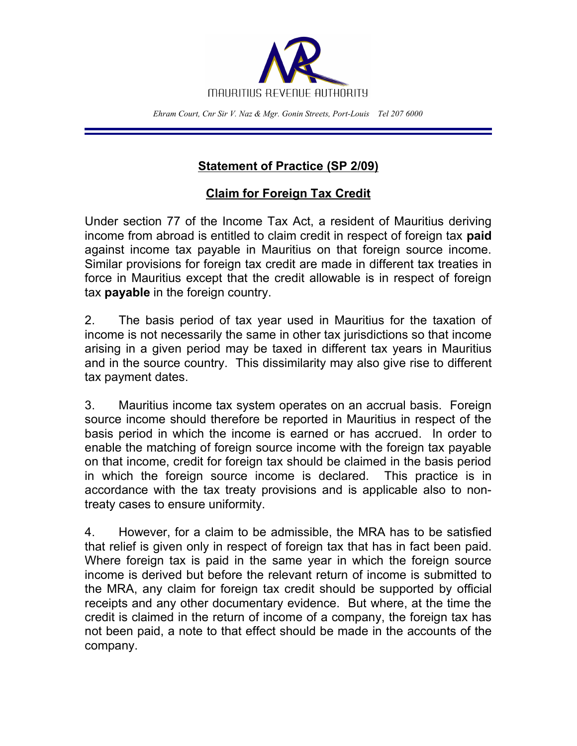MAURITIUS REVENUE AUTHORITY

*Ehram Court, Cnr Sir V. Naz & Mgr. Gonin Streets, Port-Louis   Tel 207 6000*

# Statement of Practice (SP 2/09)

## Claim for Foreign Tax Credit

Under section 77 of the Income Tax Act, a resident of Mauritius deriving income from abroad is entitled to claim credit in respect of foreign tax **paid** against income tax payable in Mauritius on that foreign source income. Similar provisions for foreign tax credit are made in different tax treaties in force in Mauritius except that the credit allowable is in respect of foreign tax **payable** in the foreign country.

2. The basis period of tax year used in Mauritius for the taxation of income is not necessarily the same in other tax jurisdictions so that income arising in a given period may be taxed in different tax years in Mauritius and in the source country. This dissimilarity may also give rise to different tax payment dates.

3. Mauritius income tax system operates on an accrual basis. Foreign source income should therefore be reported in Mauritius in respect of the basis period in which the income is earned or has accrued. In order to enable the matching of foreign source income with the foreign tax payable on that income, credit for foreign tax should be claimed in the basis period in which the foreign source income is declared. This practice is in accordance with the tax treaty provisions and is applicable also to non-treaty cases to ensure uniformity.

4. However, for a claim to be admissible, the MRA has to be satisfied that relief is given only in respect of foreign tax that has in fact been paid. Where foreign tax is paid in the same year in which the foreign source income is derived but before the relevant return of income is submitted to the MRA, any claim for foreign tax credit should be supported by official receipts and any other documentary evidence. But where, at the time the credit is claimed in the return of income of a company, the foreign tax has not been paid, a note to that effect should be made in the accounts of the company.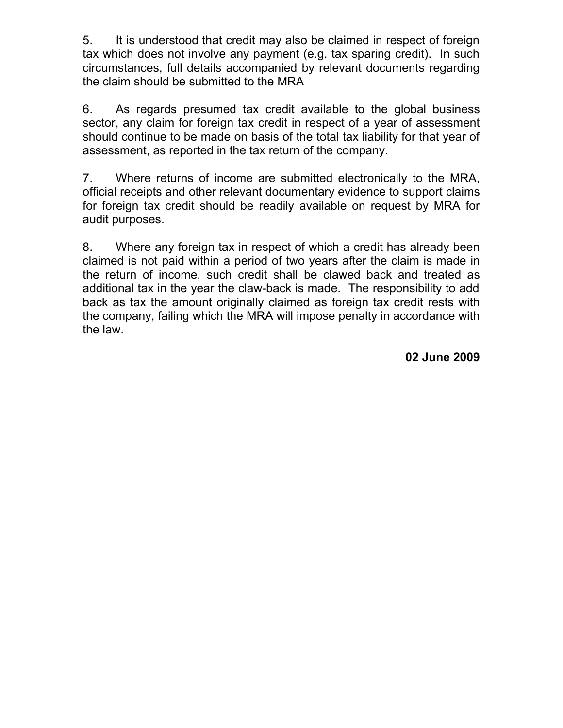5. It is understood that credit may also be claimed in respect of foreign tax which does not involve any payment (e.g. tax sparing credit). In such circumstances, full details accompanied by relevant documents regarding the claim should be submitted to the MRA

6. As regards presumed tax credit available to the global business sector, any claim for foreign tax credit in respect of a year of assessment should continue to be made on basis of the total tax liability for that year of assessment, as reported in the tax return of the company.

7. Where returns of income are submitted electronically to the MRA, official receipts and other relevant documentary evidence to support claims for foreign tax credit should be readily available on request by MRA for audit purposes.

8. Where any foreign tax in respect of which a credit has already been claimed is not paid within a period of two years after the claim is made in the return of income, such credit shall be clawed back and treated as additional tax in the year the claw-back is made. The responsibility to add back as tax the amount originally claimed as foreign tax credit rests with the company, failing which the MRA will impose penalty in accordance with the law.

**02 June 2009**